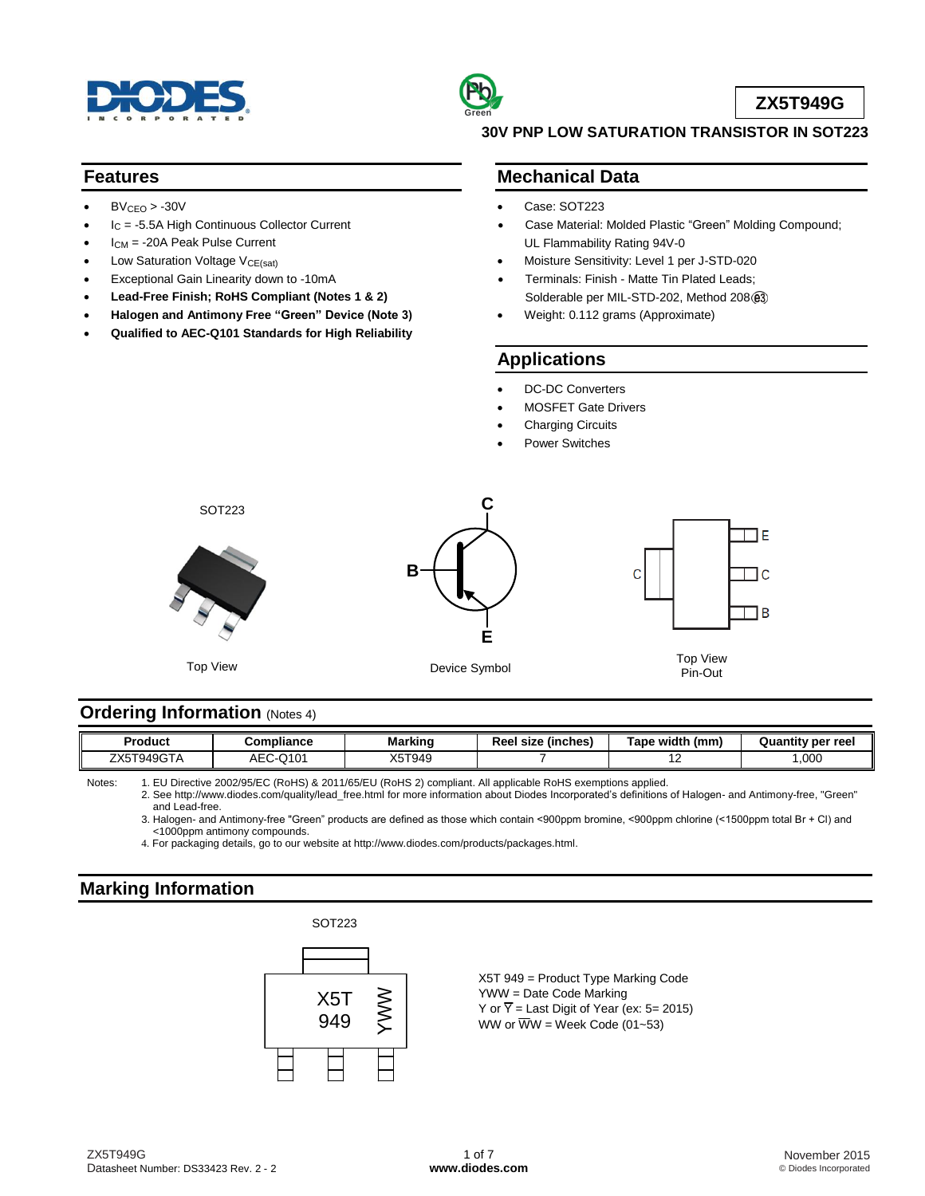# ZX5T949G

## 30V PNP LOW SATURATION TRANSISTOR IN SOT223

## Features

- $BV_{CEO}$ > -30V
- $I_C$ = -5.5A High Continuous Collector Current
- $I_{CM}$ = -20A Peak Pulse Current
- Low Saturation Voltage $V_{CE(sat)}$
- Exceptional Gain Linearity down to -10mA
- **Lead-Free Finish; RoHS Compliant (Notes 1 & 2)**
- **Halogen and Antimony Free "Green" Device (Note 3)**
- **Qualified to AEC-Q101 Standards for High Reliability**

## Mechanical Data

- Case: SOT223
- Case Material: Molded Plastic "Green" Molding Compound; UL Flammability Rating 94V-0
- Moisture Sensitivity: Level 1 per J-STD-020
- Terminals: Finish - Matte Tin Plated Leads; Solderable per MIL-STD-202, Method 208 (e3)
- Weight: 0.112 grams (Approximate)

## Applications

- DC-DC Converters
- MOSFET Gate Drivers
- Charging Circuits
- Power Switches

SOT223

Top View

Device Symbol

Top View
Pin-Out

## Ordering Information (Notes 4)

| Product | Compliance | Marking | Reel size (inches) | Tape width (mm) | Quantity per reel |
|---|---|---|---|---|---|
| ZX5T949GTA | AEC-Q101 | X5T949 | 7 | 12 | 1,000 |

Notes:
1. EU Directive 2002/95/EC (RoHS) & 2011/65/EU (RoHS 2) compliant. All applicable RoHS exemptions applied.
2. See http://www.diodes.com/quality/lead_free.html for more information about Diodes Incorporated's definitions of Halogen- and Antimony-free, "Green" and Lead-free.
3. Halogen- and Antimony-free "Green" products are defined as those which contain <900ppm bromine, <900ppm chlorine (<1500ppm total Br + Cl) and <1000ppm antimony compounds.
4. For packaging details, go to our website at http://www.diodes.com/products/packages.html.

## Marking Information

SOT223

X5T 949 = Product Type Marking Code
YWW = Date Code Marking
Y or $\overline{Y}$ = Last Digit of Year (ex: 5= 2015)
WW or $\overline{WW}$ = Week Code (01~53)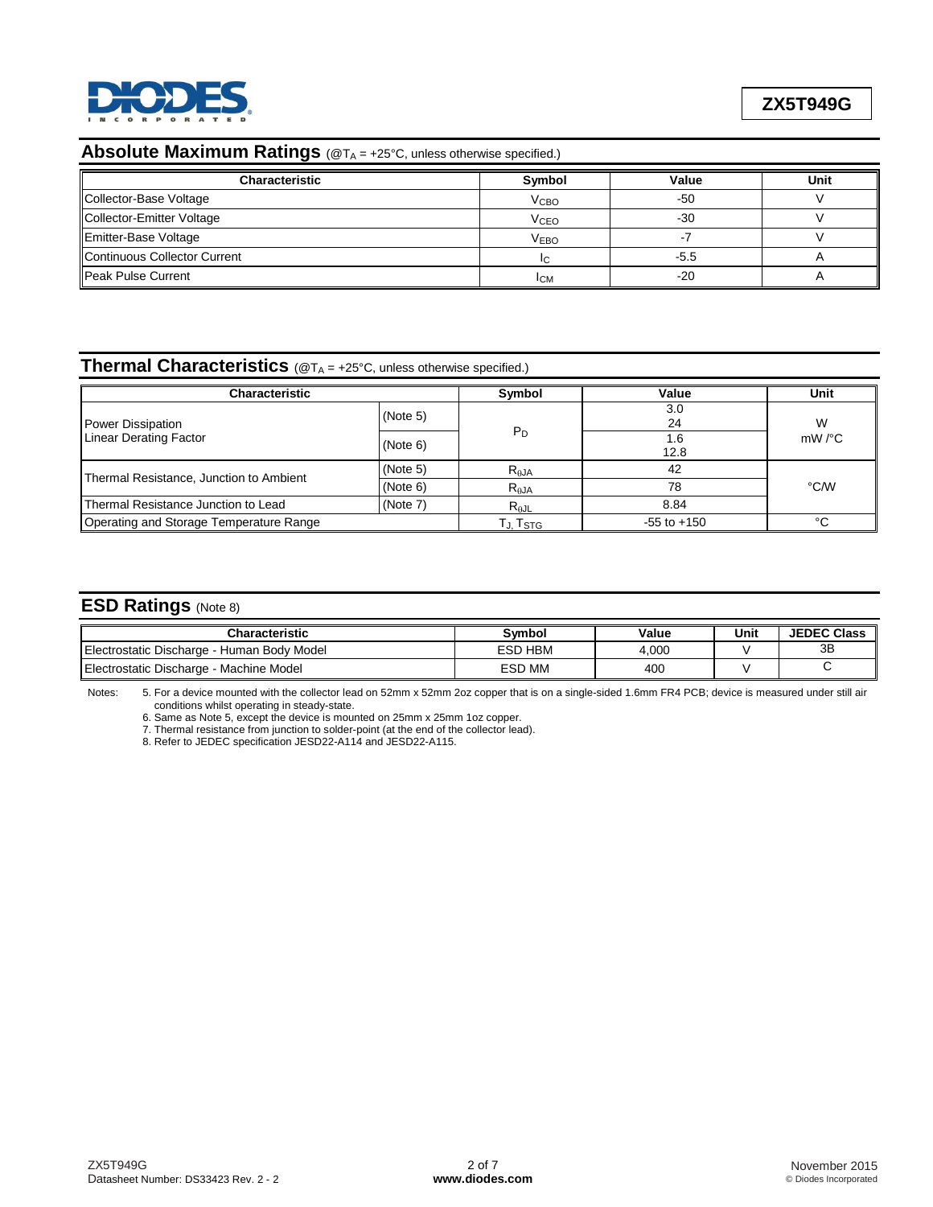## Absolute Maximum Ratings (@$T_A$ = +25°C, unless otherwise specified.)

| Characteristic | Symbol | Value | Unit |
|---|---|---|---|
| Collector-Base Voltage | $V_{CBO}$ | -50 | V |
| Collector-Emitter Voltage | $V_{CEO}$ | -30 | V |
| Emitter-Base Voltage | $V_{EBO}$ | -7 | V |
| Continuous Collector Current | $I_C$ | -5.5 | A |
| Peak Pulse Current | $I_{CM}$ | -20 | A |

## Thermal Characteristics (@$T_A$ = +25°C, unless otherwise specified.)

| Characteristic | | Symbol | Value | Unit |
|---|---|---|---|---|
| Power Dissipation<br>Linear Derating Factor | (Note 5) | $P_D$ | 3.0<br>24 | W<br>mW /°C |
| | (Note 6) | | 1.6<br>12.8 | |
| Thermal Resistance, Junction to Ambient | (Note 5) | $R_{\theta JA}$ | 42 | °C/W |
| | (Note 6) | $R_{\theta JA}$ | 78 | |
| Thermal Resistance Junction to Lead | (Note 7) | $R_{\theta JL}$ | 8.84 | |
| Operating and Storage Temperature Range | | $T_J, T_{STG}$ | -55 to +150 | °C |

## ESD Ratings (Note 8)

| Characteristic | Symbol | Value | Unit | JEDEC Class |
|---|---|---|---|---|
| Electrostatic Discharge - Human Body Model | ESD HBM | 4,000 | V | 3B |
| Electrostatic Discharge - Machine Model | ESD MM | 400 | V | C |

Notes:
5. For a device mounted with the collector lead on 52mm x 52mm 2oz copper that is on a single-sided 1.6mm FR4 PCB; device is measured under still air conditions whilst operating in steady-state.
6. Same as Note 5, except the device is mounted on 25mm x 25mm 1oz copper.
7. Thermal resistance from junction to solder-point (at the end of the collector lead).
8. Refer to JEDEC specification JESD22-A114 and JESD22-A115.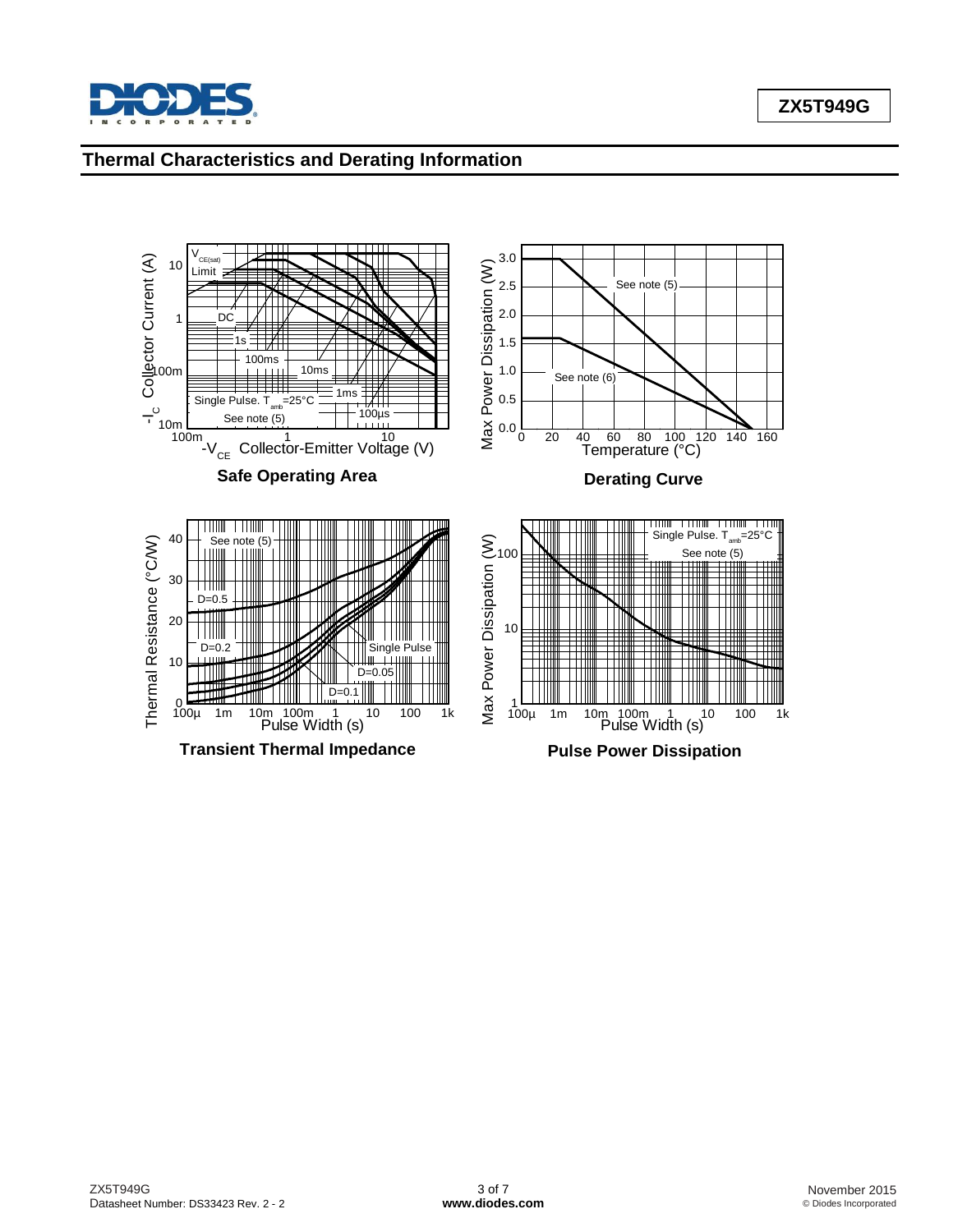## Thermal Characteristics and Derating Information

**Safe Operating Area**

**Derating Curve**

**Transient Thermal Impedance**

**Pulse Power Dissipation**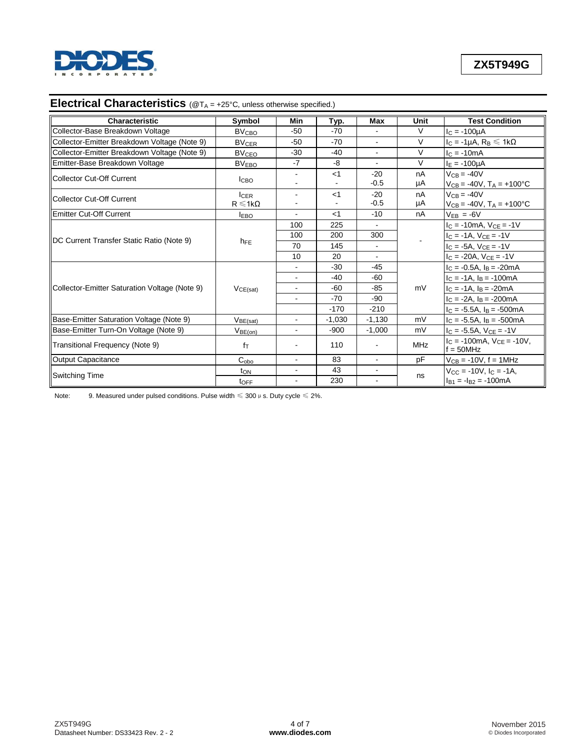## Electrical Characteristics (@$T_A$ = +25°C, unless otherwise specified.)

| Characteristic | Symbol | Min | Typ. | Max | Unit | Test Condition |
|---|---|---|---|---|---|---|
| Collector-Base Breakdown Voltage | $BV_{CBO}$ | -50 | -70 | - | V | $I_C$ = -100µA |
| Collector-Emitter Breakdown Voltage (Note 9) | $BV_{CER}$ | -50 | -70 | - | V | $I_C$ = -1µA, $R_B$ ≤ 1kΩ |
| Collector-Emitter Breakdown Voltage (Note 9) | $BV_{CEO}$ | -30 | -40 | - | V | $I_C$ = -10mA |
| Emitter-Base Breakdown Voltage | $BV_{EBO}$ | -7 | -8 | - | V | $I_E$ = -100µA |
| Collector Cut-Off Current | $I_{CBO}$ | - | <1 | -20 | nA | $V_{CB}$ = -40V |
| | | - | - | -0.5 | µA | $V_{CB}$ = -40V, $T_A$ = +100°C |
| Collector Cut-Off Current | $I_{CER}$ R ≤ 1kΩ | - | <1 | -20 | nA | $V_{CB}$ = -40V |
| | | - | - | -0.5 | µA | $V_{CB}$ = -40V, $T_A$ = +100°C |
| Emitter Cut-Off Current | $I_{EBO}$ | - | <1 | -10 | nA | $V_{EB}$ = -6V |
| DC Current Transfer Static Ratio (Note 9) | $h_{FE}$ | 100 | 225 | - | - | $I_C$ = -10mA, $V_{CE}$ = -1V |
| | | 100 | 200 | 300 | | $I_C$ = -1A, $V_{CE}$ = -1V |
| | | 70 | 145 | - | | $I_C$ = -5A, $V_{CE}$ = -1V |
| | | 10 | 20 | - | | $I_C$ = -20A, $V_{CE}$ = -1V |
| Collector-Emitter Saturation Voltage (Note 9) | $V_{CE(sat)}$ | - | -30 | -45 | mV | $I_C$ = -0.5A, $I_B$ = -20mA |
| | | - | -40 | -60 | | $I_C$ = -1A, $I_B$ = -100mA |
| | | - | -60 | -85 | | $I_C$ = -1A, $I_B$ = -20mA |
| | | - | -70 | -90 | | $I_C$ = -2A, $I_B$ = -200mA |
| | | | -170 | -210 | | $I_C$ = -5.5A, $I_B$ = -500mA |
| Base-Emitter Saturation Voltage (Note 9) | $V_{BE(sat)}$ | - | -1,030 | -1,130 | mV | $I_C$ = -5.5A, $I_B$ = -500mA |
| Base-Emitter Turn-On Voltage (Note 9) | $V_{BE(on)}$ | - | -900 | -1,000 | mV | $I_C$ = -5.5A, $V_{CE}$ = -1V |
| Transitional Frequency (Note 9) | $f_T$ | - | 110 | - | MHz | $I_C$ = -100mA, $V_{CE}$ = -10V, f = 50MHz |
| Output Capacitance | $C_{obo}$ | - | 83 | - | pF | $V_{CB}$ = -10V, f = 1MHz |
| Switching Time | $t_{ON}$ | - | 43 | - | ns | $V_{CC}$ = -10V, $I_C$ = -1A, |
| | $t_{OFF}$ | - | 230 | - | | $I_{B1}$ = $-I_{B2}$ = -100mA |

Note: 9. Measured under pulsed conditions. Pulse width ≤ 300 µs. Duty cycle ≤ 2%.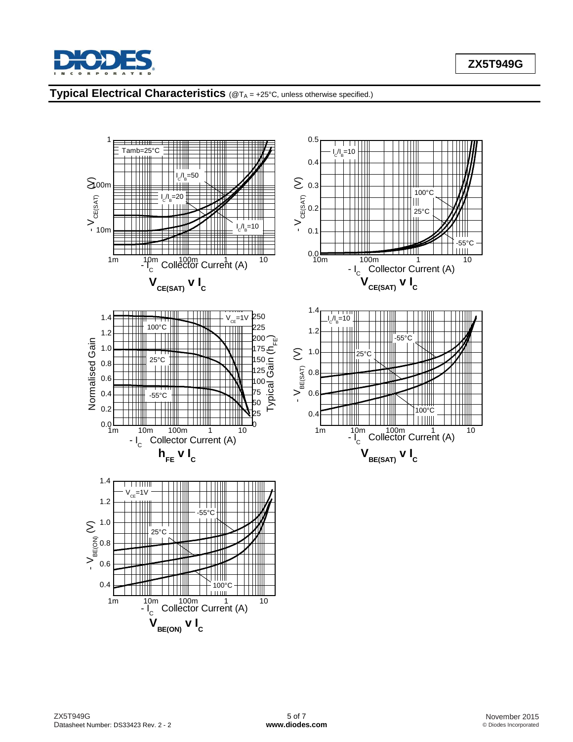## Typical Electrical Characteristics (@$T_A$ = +25°C, unless otherwise specified.)

$V_{CE(SAT)}$ v $I_C$

$V_{CE(SAT)}$ v $I_C$

$h_{FE}$ v $I_C$

$V_{BE(SAT)}$ v $I_C$

$V_{BE(ON)}$ v $I_C$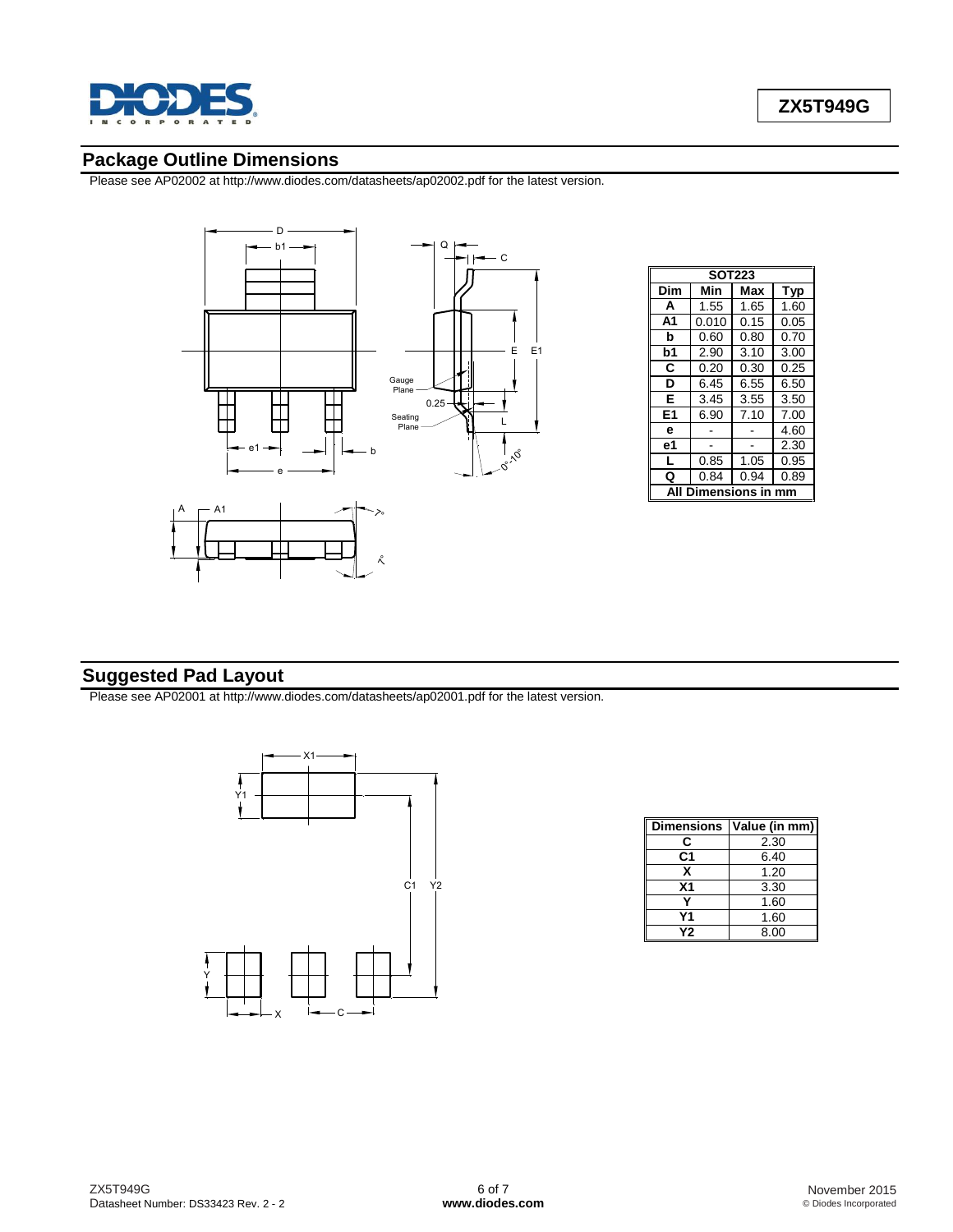## Package Outline Dimensions

Please see AP02002 at http://www.diodes.com/datasheets/ap02002.pdf for the latest version.

| SOT223 | | | |
|---|---|---|---|
| Dim | Min | Max | Typ |
| A | 1.55 | 1.65 | 1.60 |
| A1 | 0.010 | 0.15 | 0.05 |
| b | 0.60 | 0.80 | 0.70 |
| b1 | 2.90 | 3.10 | 3.00 |
| C | 0.20 | 0.30 | 0.25 |
| D | 6.45 | 6.55 | 6.50 |
| E | 3.45 | 3.55 | 3.50 |
| E1 | 6.90 | 7.10 | 7.00 |
| e | - | - | 4.60 |
| e1 | - | - | 2.30 |
| L | 0.85 | 1.05 | 0.95 |
| Q | 0.84 | 0.94 | 0.89 |
| All Dimensions in mm | | | |

## Suggested Pad Layout

Please see AP02001 at http://www.diodes.com/datasheets/ap02001.pdf for the latest version.

| Dimensions | Value (in mm) |
|---|---|
| C | 2.30 |
| C1 | 6.40 |
| X | 1.20 |
| X1 | 3.30 |
| Y | 1.60 |
| Y1 | 1.60 |
| Y2 | 8.00 |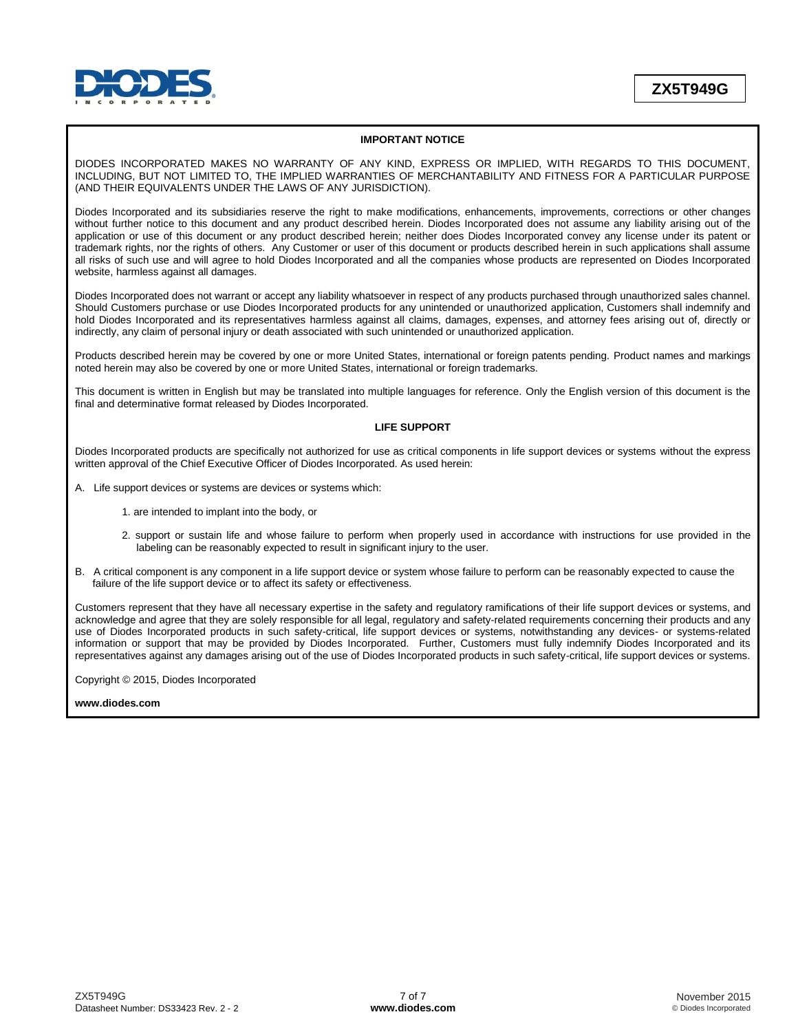## IMPORTANT NOTICE

DIODES INCORPORATED MAKES NO WARRANTY OF ANY KIND, EXPRESS OR IMPLIED, WITH REGARDS TO THIS DOCUMENT, INCLUDING, BUT NOT LIMITED TO, THE IMPLIED WARRANTIES OF MERCHANTABILITY AND FITNESS FOR A PARTICULAR PURPOSE (AND THEIR EQUIVALENTS UNDER THE LAWS OF ANY JURISDICTION).

Diodes Incorporated and its subsidiaries reserve the right to make modifications, enhancements, improvements, corrections or other changes without further notice to this document and any product described herein. Diodes Incorporated does not assume any liability arising out of the application or use of this document or any product described herein; neither does Diodes Incorporated convey any license under its patent or trademark rights, nor the rights of others. Any Customer or user of this document or products described herein in such applications shall assume all risks of such use and will agree to hold Diodes Incorporated and all the companies whose products are represented on Diodes Incorporated website, harmless against all damages.

Diodes Incorporated does not warrant or accept any liability whatsoever in respect of any products purchased through unauthorized sales channel. Should Customers purchase or use Diodes Incorporated products for any unintended or unauthorized application, Customers shall indemnify and hold Diodes Incorporated and its representatives harmless against all claims, damages, expenses, and attorney fees arising out of, directly or indirectly, any claim of personal injury or death associated with such unintended or unauthorized application.

Products described herein may be covered by one or more United States, international or foreign patents pending. Product names and markings noted herein may also be covered by one or more United States, international or foreign trademarks.

This document is written in English but may be translated into multiple languages for reference. Only the English version of this document is the final and determinative format released by Diodes Incorporated.

## LIFE SUPPORT

Diodes Incorporated products are specifically not authorized for use as critical components in life support devices or systems without the express written approval of the Chief Executive Officer of Diodes Incorporated. As used herein:

A. Life support devices or systems are devices or systems which:

1. are intended to implant into the body, or
2. support or sustain life and whose failure to perform when properly used in accordance with instructions for use provided in the labeling can be reasonably expected to result in significant injury to the user.

B. A critical component is any component in a life support device or system whose failure to perform can be reasonably expected to cause the failure of the life support device or to affect its safety or effectiveness.

Customers represent that they have all necessary expertise in the safety and regulatory ramifications of their life support devices or systems, and acknowledge and agree that they are solely responsible for all legal, regulatory and safety-related requirements concerning their products and any use of Diodes Incorporated products in such safety-critical, life support devices or systems, notwithstanding any devices- or systems-related information or support that may be provided by Diodes Incorporated. Further, Customers must fully indemnify Diodes Incorporated and its representatives against any damages arising out of the use of Diodes Incorporated products in such safety-critical, life support devices or systems.

Copyright © 2015, Diodes Incorporated

**www.diodes.com**